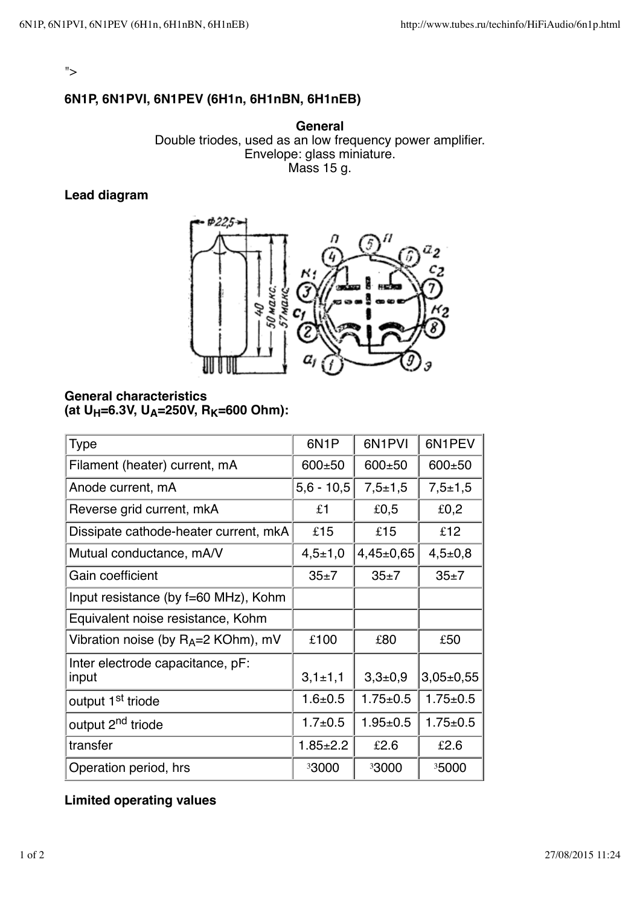">

### **6N1P, 6N1PVI, 6N1PEV (6H1n, 6H1nBN, 6H1nEB)**

**General** Double triodes, used as an low frequency power amplifier. Envelope: glass miniature. Mass 15 g.

#### **Lead diagram**



**General characteristics** (at U<sub>H</sub>=6.3V, U<sub>A</sub>=250V, R<sub>K</sub>=600 Ohm):

| <b>Type</b>                               | 6N <sub>1</sub> P | 6N1PVI         | 6N1PEV         |
|-------------------------------------------|-------------------|----------------|----------------|
| Filament (heater) current, mA             | $600+50$          | $600+50$       | $600+50$       |
| Anode current, mA                         | $5,6 - 10,5$      | $7,5+1,5$      | $7,5+1,5$      |
| Reverse grid current, mkA                 | £1                | £0,5           | £0,2           |
| Dissipate cathode-heater current, mkA     | £15               | £15            | £12            |
| Mutual conductance, mA/V                  | $4,5+1,0$         | $4,45\pm0,65$  | $4,5{\pm}0,8$  |
| Gain coefficient                          | $35\pm7$          | 35±7           | $35\pm7$       |
| Input resistance (by f=60 MHz), Kohm      |                   |                |                |
| Equivalent noise resistance, Kohm         |                   |                |                |
| Vibration noise (by $R_A = 2$ KOhm), mV   | £100              | £80            | £50            |
| Inter electrode capacitance, pF:<br>input | $3,1 \pm 1,1$     | $3,3+0,9$      | $3,05\pm0,55$  |
| output 1 <sup>st</sup> triode             | $1.6 + 0.5$       | $1.75 \pm 0.5$ | $1.75 \pm 0.5$ |
| output 2 <sup>nd</sup> triode             | $1.7 \pm 0.5$     | $1.95 + 0.5$   | $1.75 \pm 0.5$ |
| transfer                                  | $1.85 \pm 2.2$    | £2.6           | £2.6           |
| Operation period, hrs                     | 33000             | 33000          | 35000          |

## **Limited operating values**